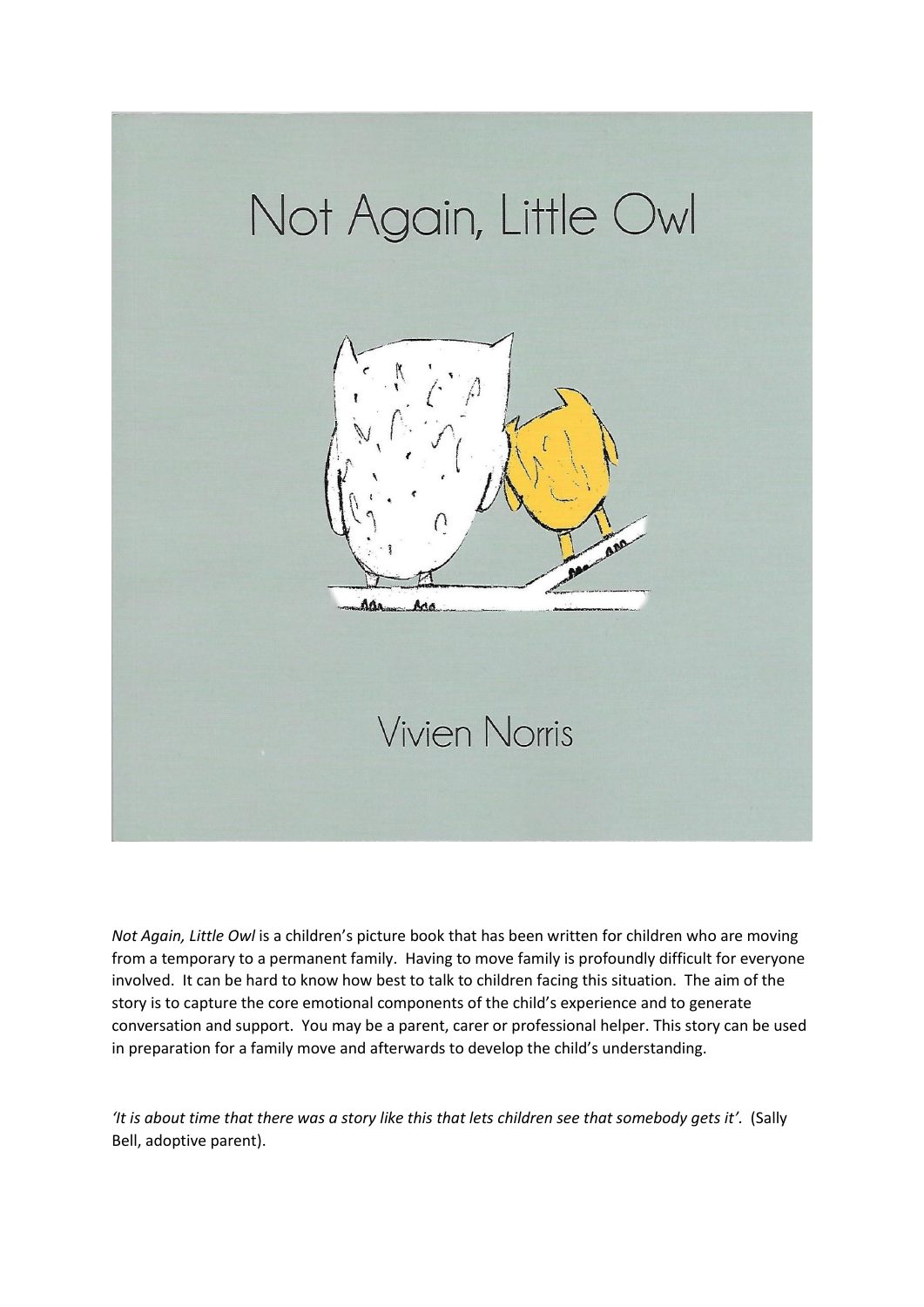# Not Again, Little Owl

Vivien Norris

*Not Again, Little Owl* is a children's picture book that has been written for children who are moving from a temporary to a permanent family. Having to move family is profoundly difficult for everyone involved. It can be hard to know how best to talk to children facing this situation. The aim of the story is to capture the core emotional components of the child's experience and to generate conversation and support. You may be a parent, carer or professional helper. This story can be used in preparation for a family move and afterwards to develop the child's understanding.

*'It is about time that there was a story like this that lets children see that somebody gets it'.* (Sally Bell, adoptive parent).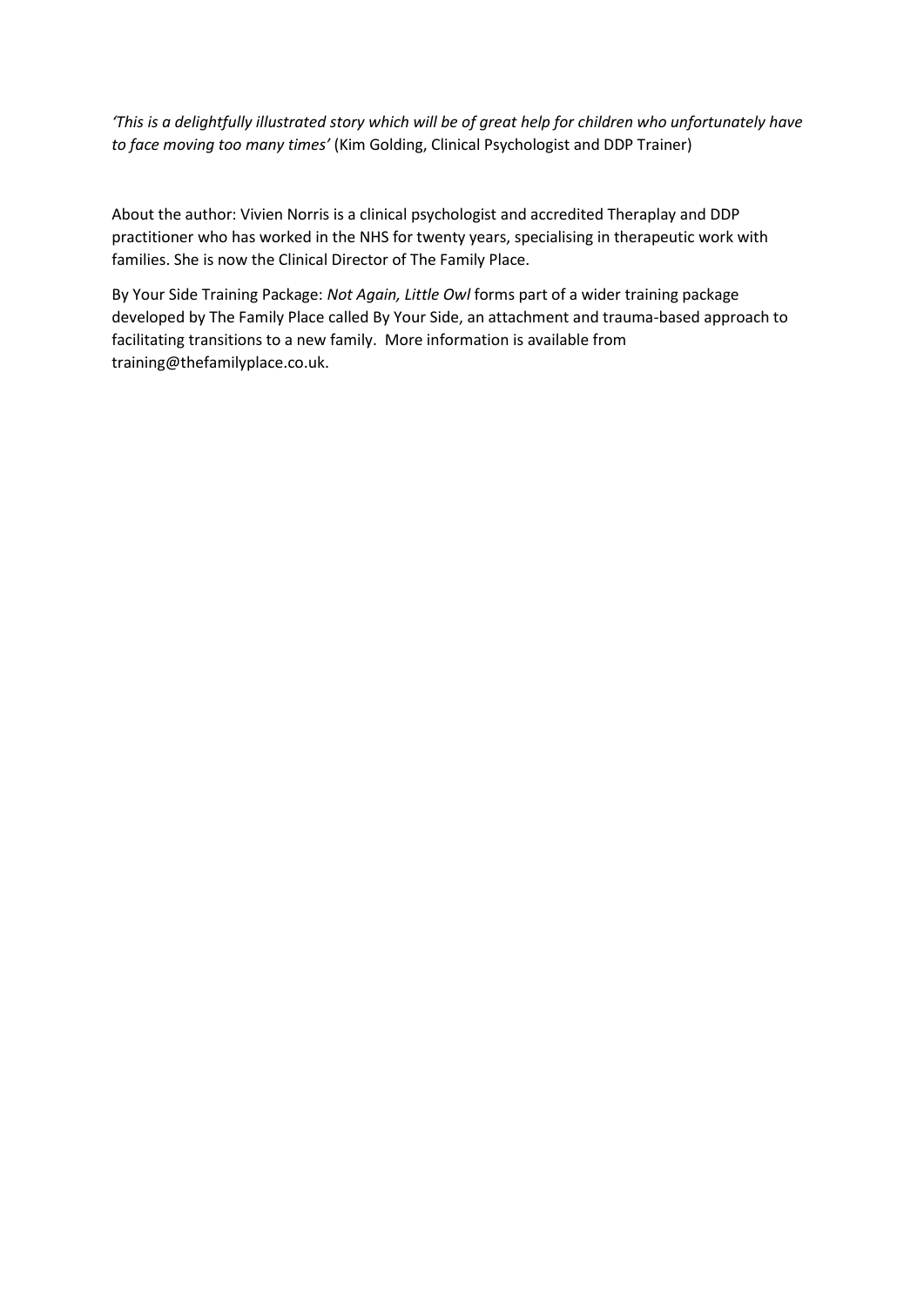*'This is a delightfully illustrated story which will be of great help for children who unfortunately have to face moving too many times'* (Kim Golding, Clinical Psychologist and DDP Trainer)

About the author: Vivien Norris is a clinical psychologist and accredited Theraplay and DDP practitioner who has worked in the NHS for twenty years, specialising in therapeutic work with families. She is now the Clinical Director of The Family Place.

By Your Side Training Package: *Not Again, Little Owl* forms part of a wider training package developed by The Family Place called By Your Side, an attachment and trauma-based approach to facilitating transitions to a new family. More information is available from training@thefamilyplace.co.uk.